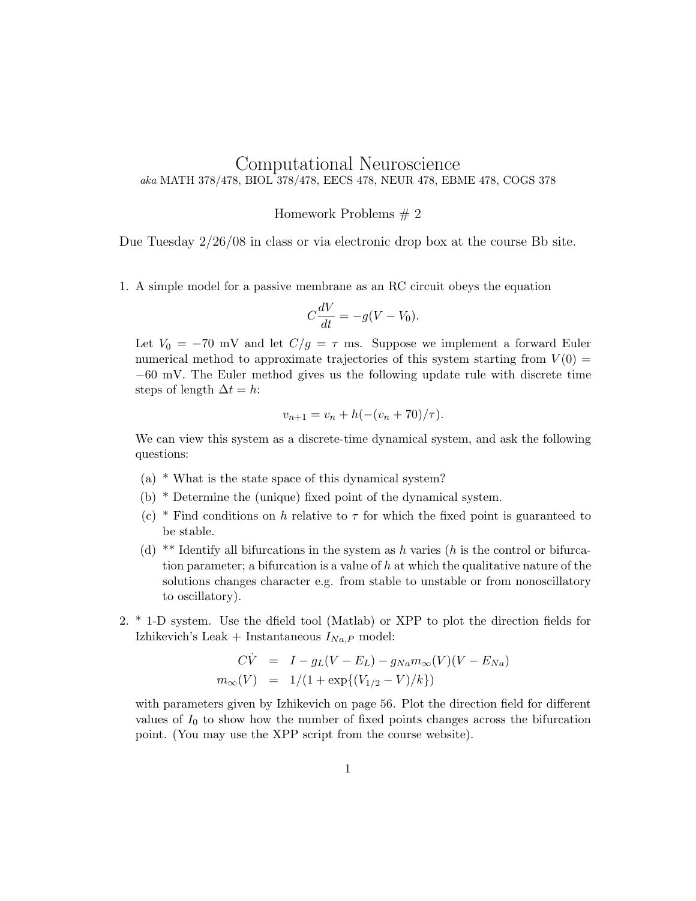# Computational Neuroscience

*aka* MATH 378/478, BIOL 378/478, EECS 478, NEUR 478, EBME 478, COGS 378

Homework Problems # 2

Due Tuesday 2/26/08 in class or via electronic drop box at the course Bb site.

1. A simple model for a passive membrane as an RC circuit obeys the equation

$$C\frac{dV}{dt} = -g(V - V_0).$$

Let $V_0 = -70$ mV and let $C/g = \tau$ ms. Suppose we implement a forward Euler numerical method to approximate trajectories of this system starting from $V(0) = -60$ mV. The Euler method gives us the following update rule with discrete time steps of length $\Delta t = h$:

$$v_{n+1} = v_n + h(-(v_n + 70)/\tau).$$

We can view this system as a discrete-time dynamical system, and ask the following questions:

   (a) * What is the state space of this dynamical system?

   (b) * Determine the (unique) fixed point of the dynamical system.

   (c) * Find conditions on $h$ relative to $\tau$ for which the fixed point is guaranteed to be stable.

   (d) ** Identify all bifurcations in the system as $h$ varies ($h$ is the control or bifurcation parameter; a bifurcation is a value of $h$ at which the qualitative nature of the solutions changes character e.g. from stable to unstable or from nonoscillatory to oscillatory).

2. * 1-D system. Use the dfield tool (Matlab) or XPP to plot the direction fields for Izhikevich's Leak + Instantaneous $I_{Na,P}$ model:

$$\begin{aligned} C\dot{V} &= I - g_L(V - E_L) - g_{Na}m_\infty(V)(V - E_{Na}) \\ m_\infty(V) &= 1/(1 + \exp\{(V_{1/2} - V)/k\}) \end{aligned}$$

with parameters given by Izhikevich on page 56. Plot the direction field for different values of $I_0$ to show how the number of fixed points changes across the bifurcation point. (You may use the XPP script from the course website).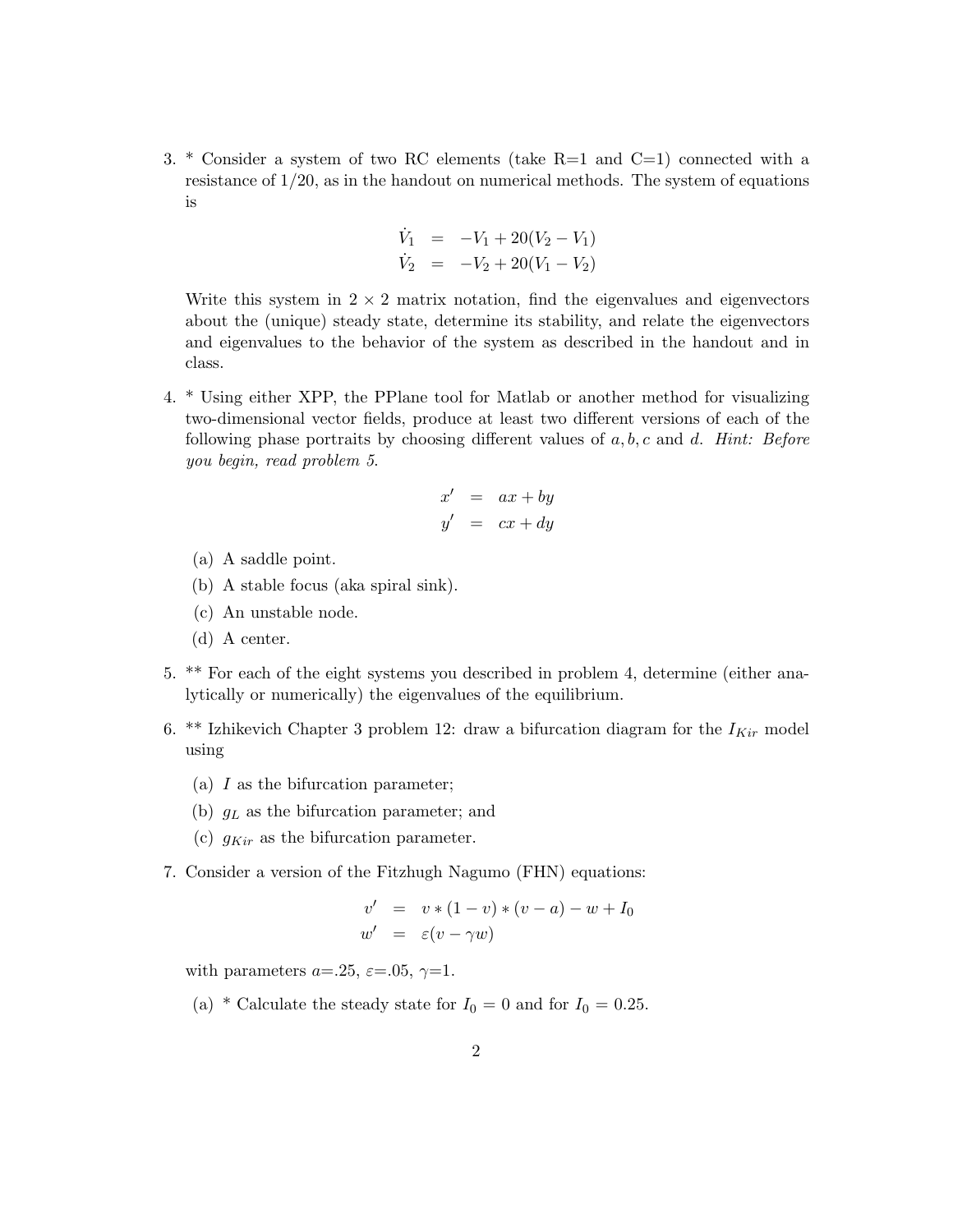3. * Consider a system of two RC elements (take R=1 and C=1) connected with a resistance of 1/20, as in the handout on numerical methods. The system of equations is

$$
\begin{aligned}
\dot{V}_1 &= -V_1 + 20(V_2 - V_1) \\
\dot{V}_2 &= -V_2 + 20(V_1 - V_2)
\end{aligned}
$$

Write this system in $2 \times 2$ matrix notation, find the eigenvalues and eigenvectors about the (unique) steady state, determine its stability, and relate the eigenvectors and eigenvalues to the behavior of the system as described in the handout and in class.

4. * Using either XPP, the PPlane tool for Matlab or another method for visualizing two-dimensional vector fields, produce at least two different versions of each of the following phase portraits by choosing different values of $a, b, c$ and $d$. *Hint: Before you begin, read problem 5.*

$$
\begin{aligned}
x' &= ax + by \\
y' &= cx + dy
\end{aligned}
$$

   (a) A saddle point.

   (b) A stable focus (aka spiral sink).

   (c) An unstable node.

   (d) A center.

5. ** For each of the eight systems you described in problem 4, determine (either analytically or numerically) the eigenvalues of the equilibrium.

6. ** Izhikevich Chapter 3 problem 12: draw a bifurcation diagram for the $I_{Kir}$ model using

   (a) $I$ as the bifurcation parameter;

   (b) $g_L$ as the bifurcation parameter; and

   (c) $g_{Kir}$ as the bifurcation parameter.

7. Consider a version of the Fitzhugh Nagumo (FHN) equations:

$$
\begin{aligned}
v' &= v * (1 - v) * (v - a) - w + I_0 \\
w' &= \varepsilon(v - \gamma w)
\end{aligned}
$$

with parameters $a$=.25, $\varepsilon$=.05, $\gamma$=1.

   (a) * Calculate the steady state for $I_0 = 0$ and for $I_0 = 0.25$.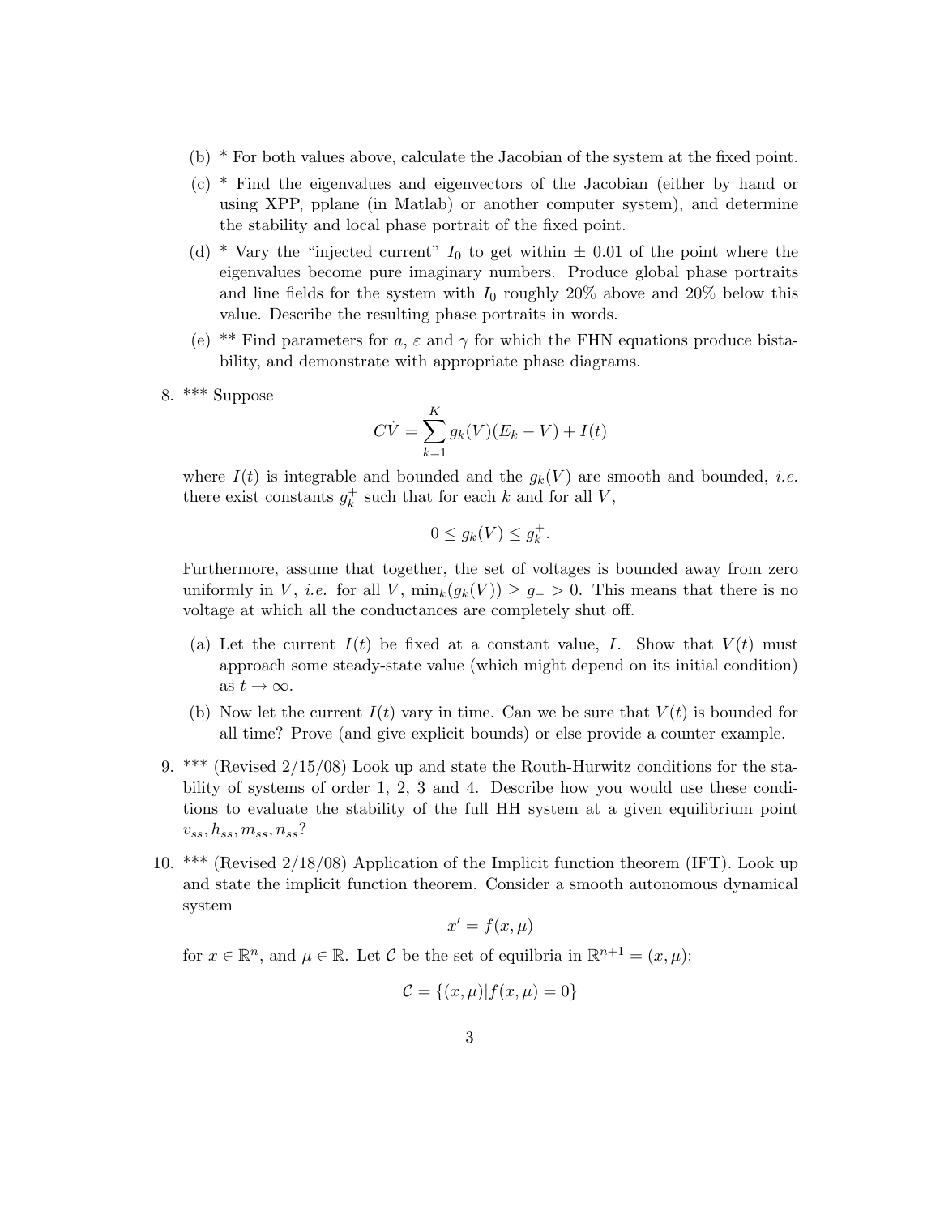(b) * For both values above, calculate the Jacobian of the system at the fixed point.

(c) * Find the eigenvalues and eigenvectors of the Jacobian (either by hand or using XPP, pplane (in Matlab) or another computer system), and determine the stability and local phase portrait of the fixed point.

(d) * Vary the "injected current" $I_0$ to get within $\pm$ 0.01 of the point where the eigenvalues become pure imaginary numbers. Produce global phase portraits and line fields for the system with $I_0$ roughly 20% above and 20% below this value. Describe the resulting phase portraits in words.

(e) ** Find parameters for $a$, $\varepsilon$ and $\gamma$ for which the FHN equations produce bistability, and demonstrate with appropriate phase diagrams.

8. *** Suppose

$$C\dot{V} = \sum_{k=1}^{K} g_k(V)(E_k - V) + I(t)$$

where $I(t)$ is integrable and bounded and the $g_k(V)$ are smooth and bounded, *i.e.* there exist constants $g_k^+$ such that for each $k$ and for all $V$,

$$0 \le g_k(V) \le g_k^+.$$

Furthermore, assume that together, the set of voltages is bounded away from zero uniformly in $V$, *i.e.* for all $V$, $\min_k(g_k(V)) \ge g_- > 0$. This means that there is no voltage at which all the conductances are completely shut off.

(a) Let the current $I(t)$ be fixed at a constant value, $I$. Show that $V(t)$ must approach some steady-state value (which might depend on its initial condition) as $t \to \infty$.

(b) Now let the current $I(t)$ vary in time. Can we be sure that $V(t)$ is bounded for all time? Prove (and give explicit bounds) or else provide a counter example.

9. *** (Revised 2/15/08) Look up and state the Routh-Hurwitz conditions for the stability of systems of order 1, 2, 3 and 4. Describe how you would use these conditions to evaluate the stability of the full HH system at a given equilibrium point $v_{ss}, h_{ss}, m_{ss}, n_{ss}$?

10. *** (Revised 2/18/08) Application of the Implicit function theorem (IFT). Look up and state the implicit function theorem. Consider a smooth autonomous dynamical system

$$x' = f(x, \mu)$$

for $x \in \mathbb{R}^n$, and $\mu \in \mathbb{R}$. Let $\mathcal{C}$ be the set of equlbria in $\mathbb{R}^{n+1} = (x, \mu)$:

$$\mathcal{C} = \{(x, \mu) | f(x, \mu) = 0\}$$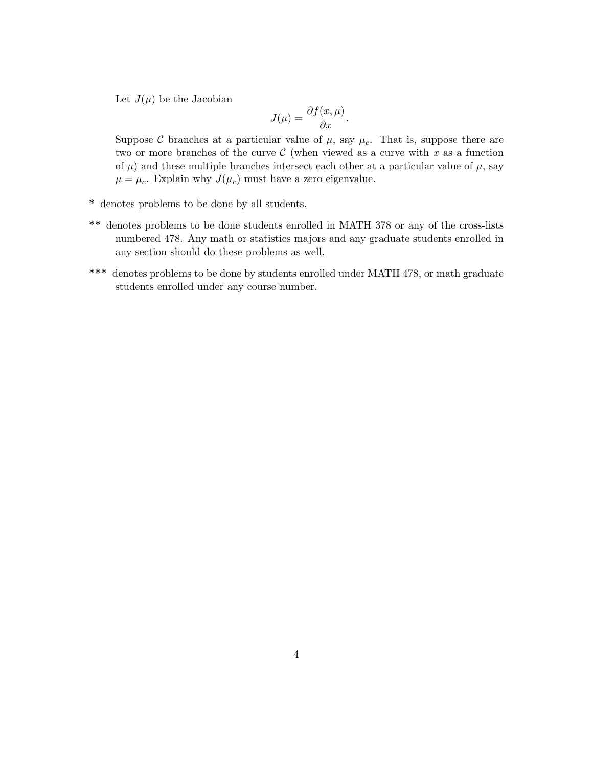Let $J(\mu)$ be the Jacobian

$$J(\mu) = \frac{\partial f(x, \mu)}{\partial x}.$$

Suppose $\mathcal{C}$ branches at a particular value of $\mu$, say $\mu_c$. That is, suppose there are two or more branches of the curve $\mathcal{C}$ (when viewed as a curve with $x$ as a function of $\mu$) and these multiple branches intersect each other at a particular value of $\mu$, say $\mu = \mu_c$. Explain why $J(\mu_c)$ must have a zero eigenvalue.

**\*** denotes problems to be done by all students.

**\*\*** denotes problems to be done students enrolled in MATH 378 or any of the cross-lists numbered 478. Any math or statistics majors and any graduate students enrolled in any section should do these problems as well.

**\*\*\*** denotes problems to be done by students enrolled under MATH 478, or math graduate students enrolled under any course number.